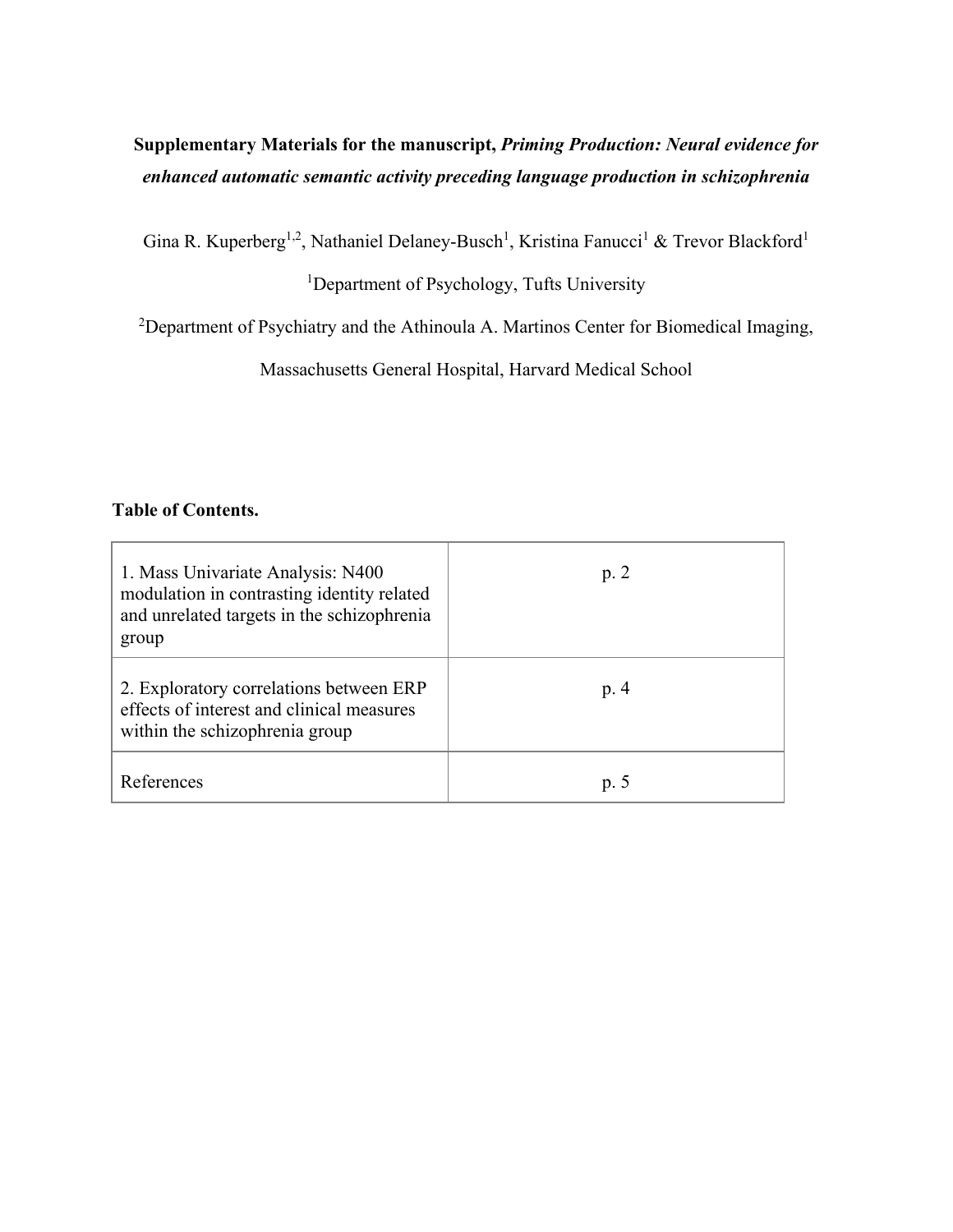**Supplementary Materials for the manuscript, *Priming Production: Neural evidence for enhanced automatic semantic activity preceding language production in schizophrenia***

Gina R. Kuperberg[1,2], Nathaniel Delaney-Busch[1], Kristina Fanucci[1] & Trevor Blackford[1]

[1]Department of Psychology, Tufts University

[2]Department of Psychiatry and the Athinoula A. Martinos Center for Biomedical Imaging, Massachusetts General Hospital, Harvard Medical School

**Table of Contents.**

| | |
|---|---|
| 1. Mass Univariate Analysis: N400 modulation in contrasting identity related and unrelated targets in the schizophrenia group | p. 2 |
| 2. Exploratory correlations between ERP effects of interest and clinical measures within the schizophrenia group | p. 4 |
| References | p. 5 |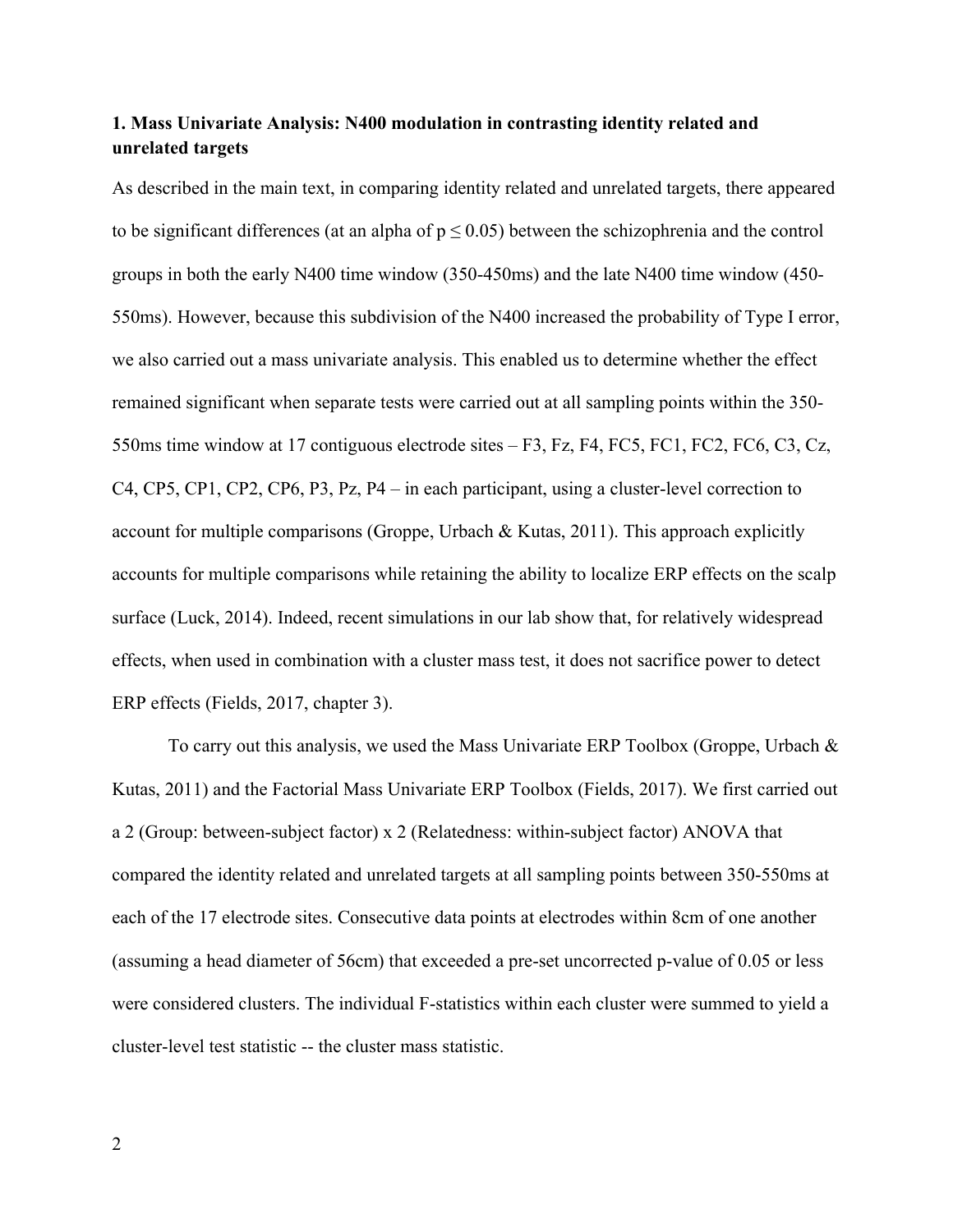## 1. Mass Univariate Analysis: N400 modulation in contrasting identity related and unrelated targets

As described in the main text, in comparing identity related and unrelated targets, there appeared to be significant differences (at an alpha of $p \leq 0.05$) between the schizophrenia and the control groups in both the early N400 time window (350-450ms) and the late N400 time window (450-550ms). However, because this subdivision of the N400 increased the probability of Type I error, we also carried out a mass univariate analysis. This enabled us to determine whether the effect remained significant when separate tests were carried out at all sampling points within the 350-550ms time window at 17 contiguous electrode sites – F3, Fz, F4, FC5, FC1, FC2, FC6, C3, Cz, C4, CP5, CP1, CP2, CP6, P3, Pz, P4 – in each participant, using a cluster-level correction to account for multiple comparisons (Groppe, Urbach & Kutas, 2011). This approach explicitly accounts for multiple comparisons while retaining the ability to localize ERP effects on the scalp surface (Luck, 2014). Indeed, recent simulations in our lab show that, for relatively widespread effects, when used in combination with a cluster mass test, it does not sacrifice power to detect ERP effects (Fields, 2017, chapter 3).

To carry out this analysis, we used the Mass Univariate ERP Toolbox (Groppe, Urbach & Kutas, 2011) and the Factorial Mass Univariate ERP Toolbox (Fields, 2017). We first carried out a 2 (Group: between-subject factor) x 2 (Relatedness: within-subject factor) ANOVA that compared the identity related and unrelated targets at all sampling points between 350-550ms at each of the 17 electrode sites. Consecutive data points at electrodes within 8cm of one another (assuming a head diameter of 56cm) that exceeded a pre-set uncorrected p-value of 0.05 or less were considered clusters. The individual F-statistics within each cluster were summed to yield a cluster-level test statistic -- the cluster mass statistic.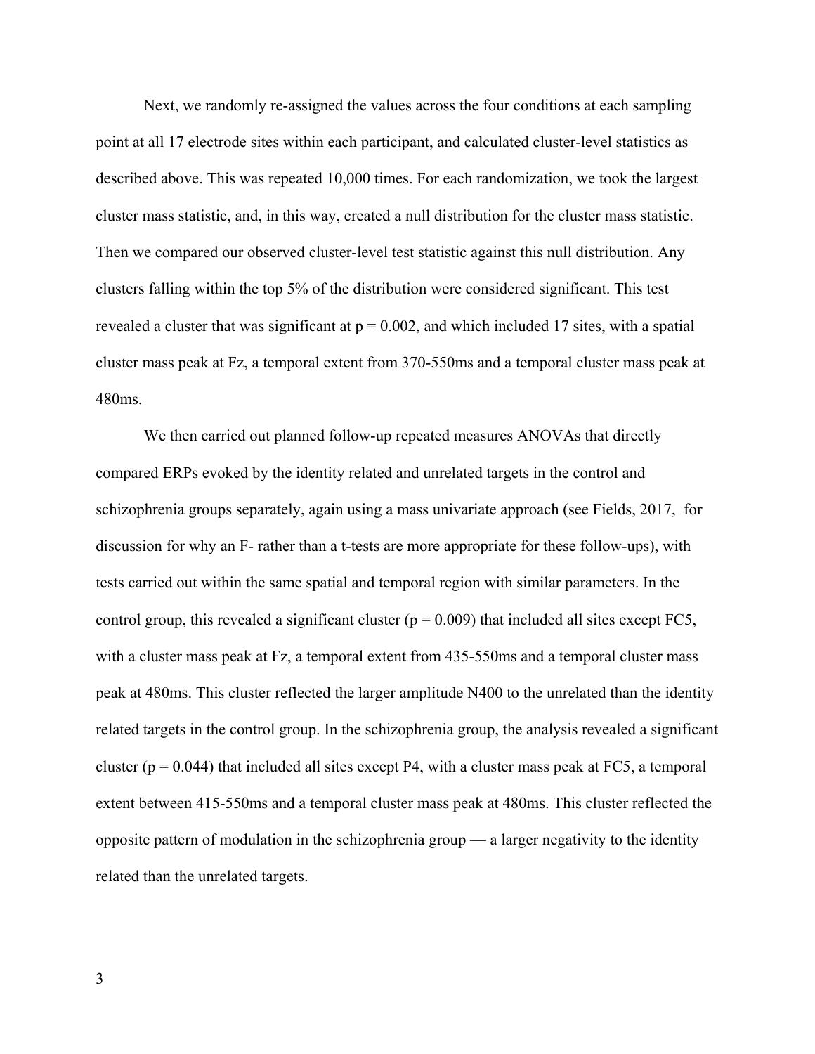Next, we randomly re-assigned the values across the four conditions at each sampling point at all 17 electrode sites within each participant, and calculated cluster-level statistics as described above. This was repeated 10,000 times. For each randomization, we took the largest cluster mass statistic, and, in this way, created a null distribution for the cluster mass statistic. Then we compared our observed cluster-level test statistic against this null distribution. Any clusters falling within the top 5% of the distribution were considered significant. This test revealed a cluster that was significant at $p = 0.002$, and which included 17 sites, with a spatial cluster mass peak at Fz, a temporal extent from 370-550ms and a temporal cluster mass peak at 480ms.

We then carried out planned follow-up repeated measures ANOVAs that directly compared ERPs evoked by the identity related and unrelated targets in the control and schizophrenia groups separately, again using a mass univariate approach (see Fields, 2017, for discussion for why an F- rather than a t-tests are more appropriate for these follow-ups), with tests carried out within the same spatial and temporal region with similar parameters. In the control group, this revealed a significant cluster ($p = 0.009$) that included all sites except FC5, with a cluster mass peak at Fz, a temporal extent from 435-550ms and a temporal cluster mass peak at 480ms. This cluster reflected the larger amplitude N400 to the unrelated than the identity related targets in the control group. In the schizophrenia group, the analysis revealed a significant cluster ($p = 0.044$) that included all sites except P4, with a cluster mass peak at FC5, a temporal extent between 415-550ms and a temporal cluster mass peak at 480ms. This cluster reflected the opposite pattern of modulation in the schizophrenia group — a larger negativity to the identity related than the unrelated targets.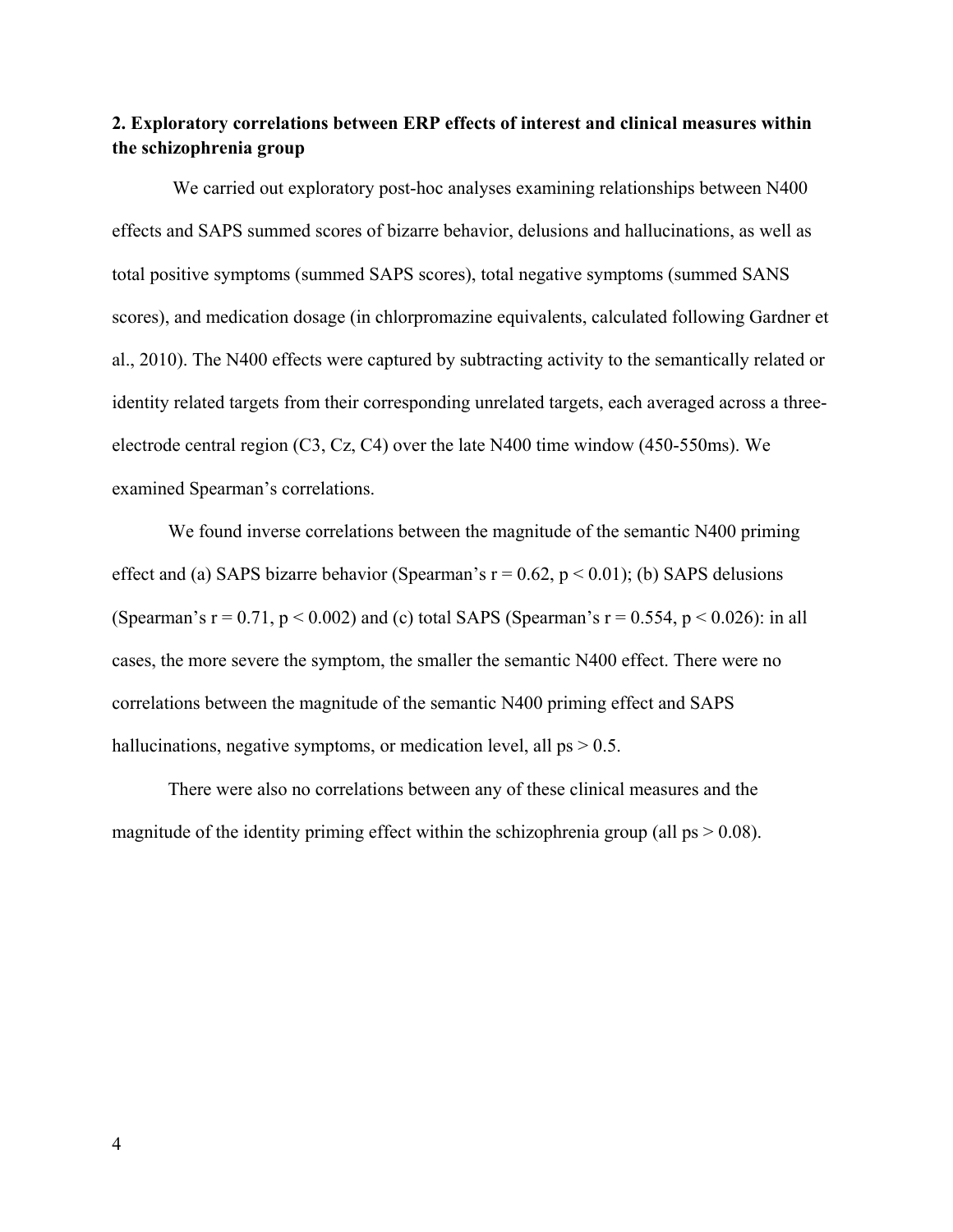## 2. Exploratory correlations between ERP effects of interest and clinical measures within the schizophrenia group

We carried out exploratory post-hoc analyses examining relationships between N400 effects and SAPS summed scores of bizarre behavior, delusions and hallucinations, as well as total positive symptoms (summed SAPS scores), total negative symptoms (summed SANS scores), and medication dosage (in chlorpromazine equivalents, calculated following Gardner et al., 2010). The N400 effects were captured by subtracting activity to the semantically related or identity related targets from their corresponding unrelated targets, each averaged across a three-electrode central region (C3, Cz, C4) over the late N400 time window (450-550ms). We examined Spearman's correlations.

We found inverse correlations between the magnitude of the semantic N400 priming effect and (a) SAPS bizarre behavior (Spearman's $r = 0.62$, $p < 0.01$); (b) SAPS delusions (Spearman's $r = 0.71$, $p < 0.002$) and (c) total SAPS (Spearman's $r = 0.554$, $p < 0.026$): in all cases, the more severe the symptom, the smaller the semantic N400 effect. There were no correlations between the magnitude of the semantic N400 priming effect and SAPS hallucinations, negative symptoms, or medication level, all $ps > 0.5$.

There were also no correlations between any of these clinical measures and the magnitude of the identity priming effect within the schizophrenia group (all $ps > 0.08$).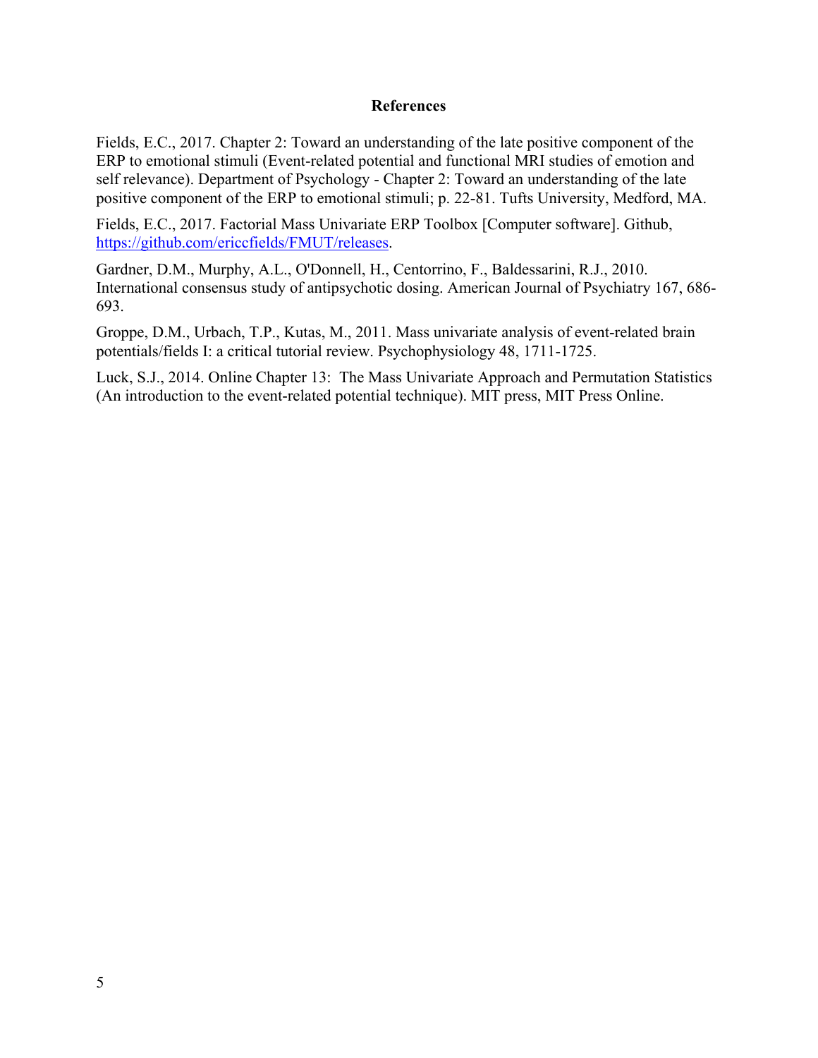# References

Fields, E.C., 2017. Chapter 2: Toward an understanding of the late positive component of the ERP to emotional stimuli (Event-related potential and functional MRI studies of emotion and self relevance). Department of Psychology - Chapter 2: Toward an understanding of the late positive component of the ERP to emotional stimuli; p. 22-81. Tufts University, Medford, MA.

Fields, E.C., 2017. Factorial Mass Univariate ERP Toolbox [Computer software]. Github, https://github.com/ericcfields/FMUT/releases.

Gardner, D.M., Murphy, A.L., O'Donnell, H., Centorrino, F., Baldessarini, R.J., 2010. International consensus study of antipsychotic dosing. American Journal of Psychiatry 167, 686-693.

Groppe, D.M., Urbach, T.P., Kutas, M., 2011. Mass univariate analysis of event-related brain potentials/fields I: a critical tutorial review. Psychophysiology 48, 1711-1725.

Luck, S.J., 2014. Online Chapter 13: The Mass Univariate Approach and Permutation Statistics (An introduction to the event-related potential technique). MIT press, MIT Press Online.